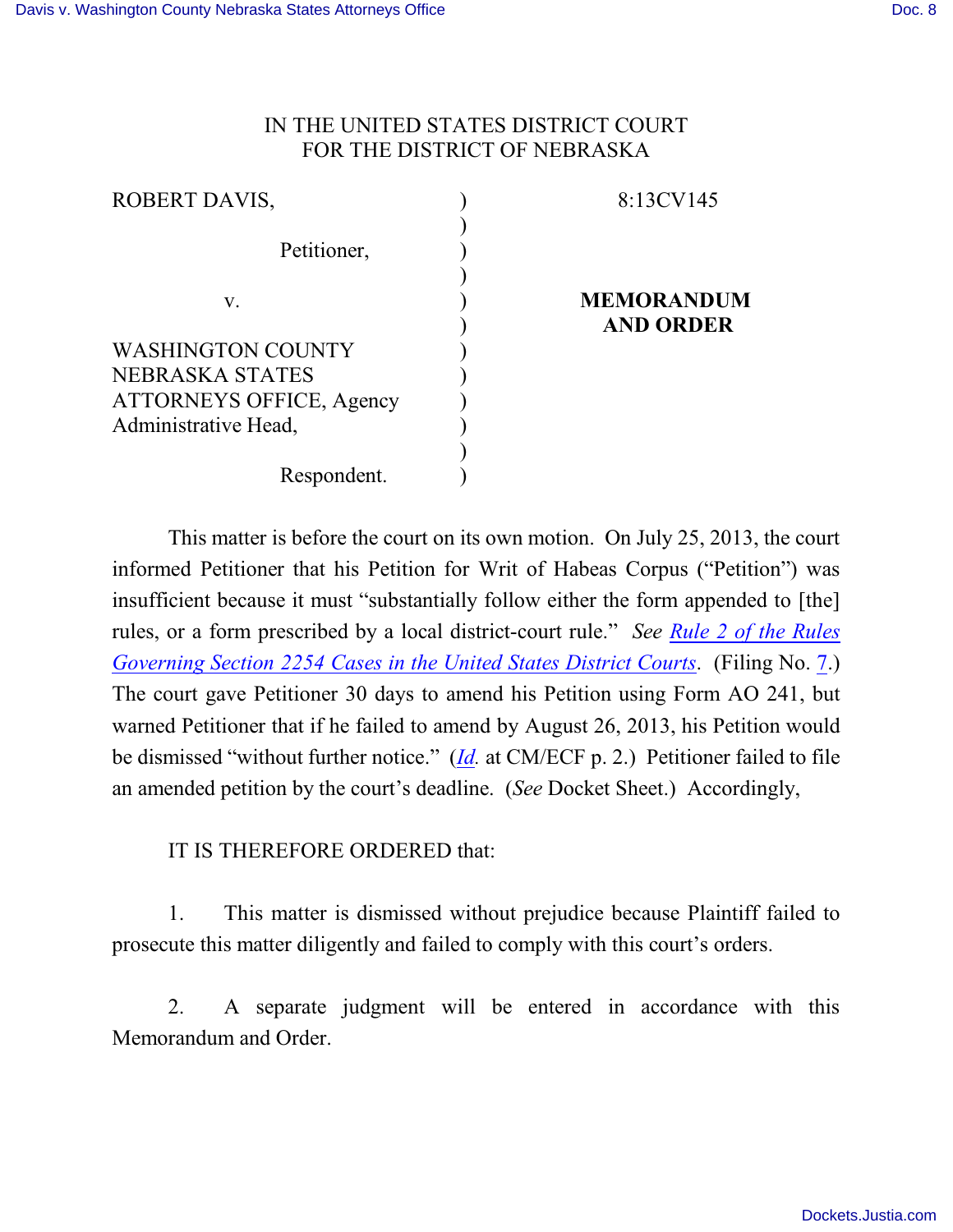IN THE UNITED STATES DISTRICT COURT
FOR THE DISTRICT OF NEBRASKA

| | | |
|---|---|---|
| ROBERT DAVIS, | ) | 8:13CV145 |
| | ) | |
| Petitioner, | ) | |
| | ) | |
| v. | ) | **MEMORANDUM AND ORDER** |
| | ) | |
| WASHINGTON COUNTY NEBRASKA STATES ATTORNEYS OFFICE, Agency Administrative Head, | ) | |
| | ) | |
| Respondent. | ) | |

This matter is before the court on its own motion. On July 25, 2013, the court informed Petitioner that his Petition for Writ of Habeas Corpus ("Petition") was insufficient because it must "substantially follow either the form appended to [the] rules, or a form prescribed by a local district-court rule." *See* Rule 2 of the Rules Governing Section 2254 Cases in the United States District Courts. (Filing No. 7.) The court gave Petitioner 30 days to amend his Petition using Form AO 241, but warned Petitioner that if he failed to amend by August 26, 2013, his Petition would be dismissed "without further notice." (*Id.* at CM/ECF p. 2.) Petitioner failed to file an amended petition by the court's deadline. (*See* Docket Sheet.) Accordingly,

IT IS THEREFORE ORDERED that:

1. This matter is dismissed without prejudice because Plaintiff failed to prosecute this matter diligently and failed to comply with this court's orders.

2. A separate judgment will be entered in accordance with this Memorandum and Order.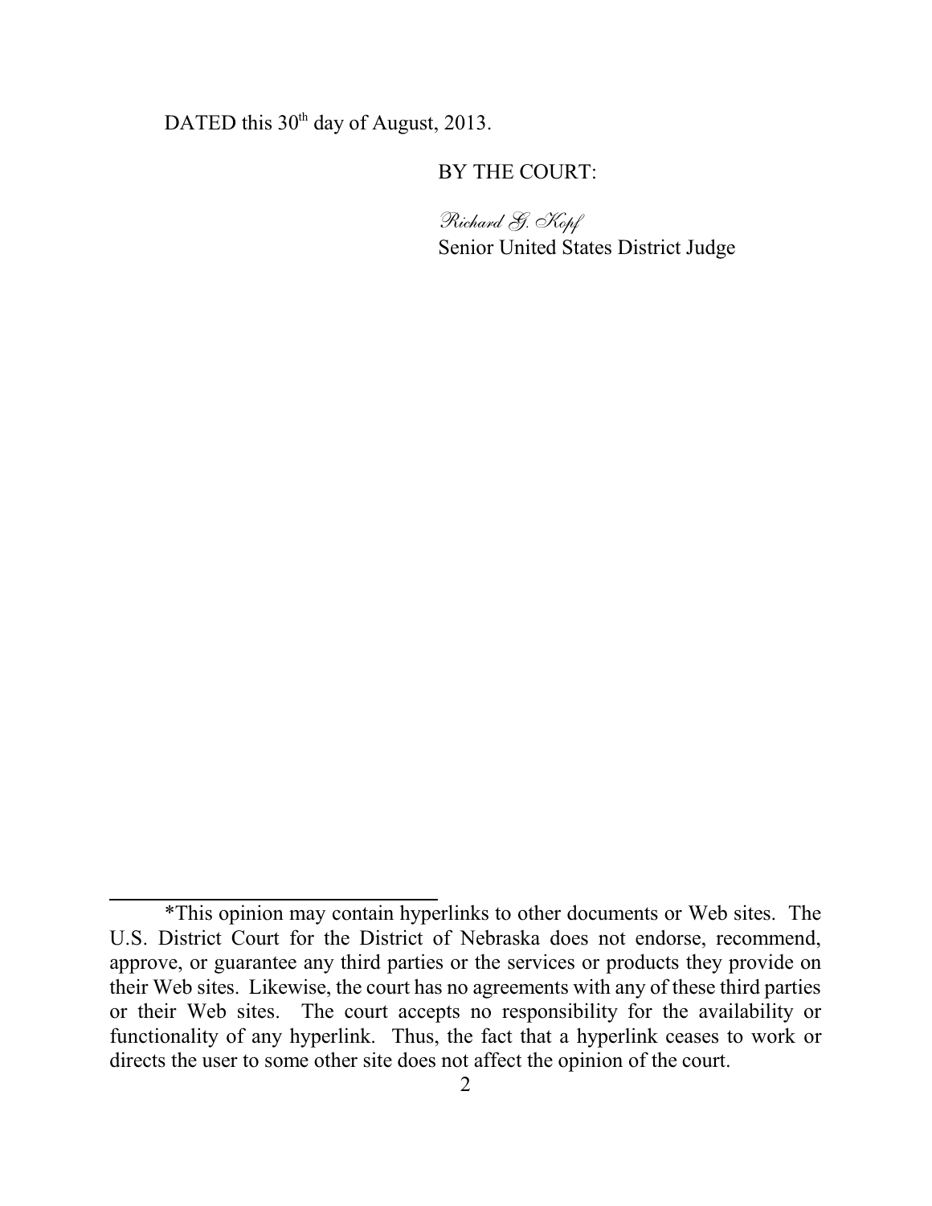DATED this 30th day of August, 2013.

BY THE COURT:

*Richard G. Kopf*
Senior United States District Judge

---

*This opinion may contain hyperlinks to other documents or Web sites. The U.S. District Court for the District of Nebraska does not endorse, recommend, approve, or guarantee any third parties or the services or products they provide on their Web sites. Likewise, the court has no agreements with any of these third parties or their Web sites. The court accepts no responsibility for the availability or functionality of any hyperlink. Thus, the fact that a hyperlink ceases to work or directs the user to some other site does not affect the opinion of the court.